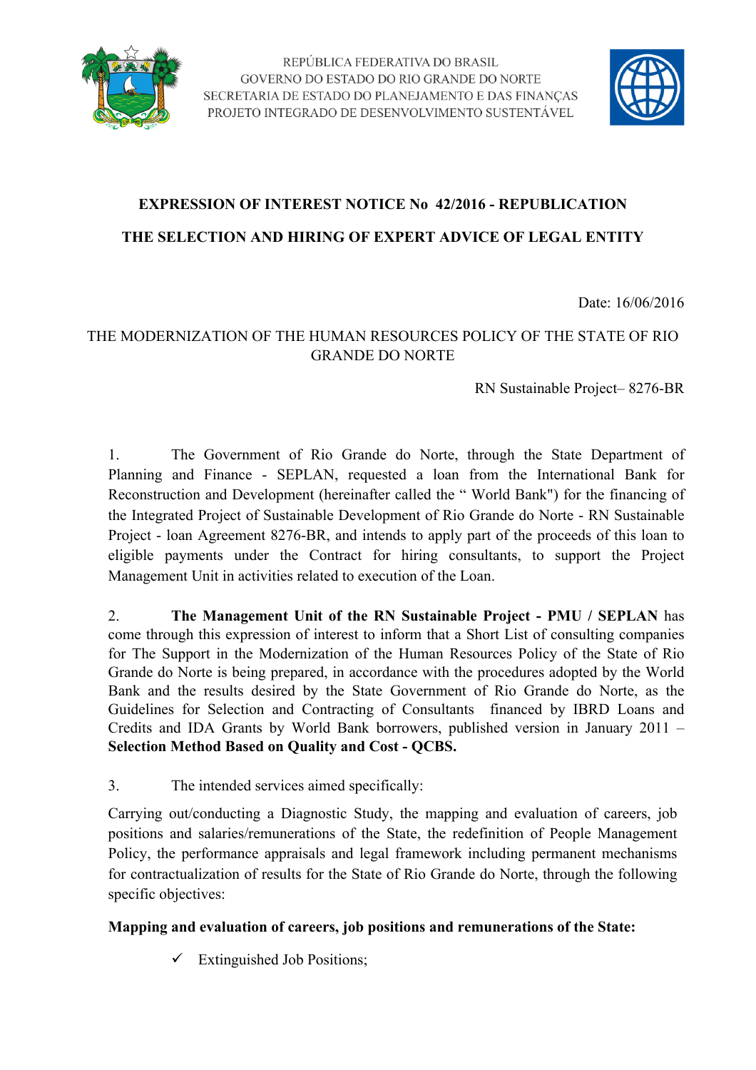REPÚBLICA FEDERATIVA DO BRASIL
GOVERNO DO ESTADO DO RIO GRANDE DO NORTE
SECRETARIA DE ESTADO DO PLANEJAMENTO E DAS FINANÇAS
PROJETO INTEGRADO DE DESENVOLVIMENTO SUSTENTÁVEL

# EXPRESSION OF INTEREST NOTICE No 42/2016 - REPUBLICATION

## THE SELECTION AND HIRING OF EXPERT ADVICE OF LEGAL ENTITY

Date: 16/06/2016

THE MODERNIZATION OF THE HUMAN RESOURCES POLICY OF THE STATE OF RIO GRANDE DO NORTE

RN Sustainable Project– 8276-BR

1. The Government of Rio Grande do Norte, through the State Department of Planning and Finance - SEPLAN, requested a loan from the International Bank for Reconstruction and Development (hereinafter called the " World Bank") for the financing of the Integrated Project of Sustainable Development of Rio Grande do Norte - RN Sustainable Project - loan Agreement 8276-BR, and intends to apply part of the proceeds of this loan to eligible payments under the Contract for hiring consultants, to support the Project Management Unit in activities related to execution of the Loan.

2. **The Management Unit of the RN Sustainable Project - PMU / SEPLAN** has come through this expression of interest to inform that a Short List of consulting companies for The Support in the Modernization of the Human Resources Policy of the State of Rio Grande do Norte is being prepared, in accordance with the procedures adopted by the World Bank and the results desired by the State Government of Rio Grande do Norte, as the Guidelines for Selection and Contracting of Consultants financed by IBRD Loans and Credits and IDA Grants by World Bank borrowers, published version in January 2011 – **Selection Method Based on Quality and Cost - QCBS.**

3. The intended services aimed specifically:

Carrying out/conducting a Diagnostic Study, the mapping and evaluation of careers, job positions and salaries/remunerations of the State, the redefinition of People Management Policy, the performance appraisals and legal framework including permanent mechanisms for contractualization of results for the State of Rio Grande do Norte, through the following specific objectives:

**Mapping and evaluation of careers, job positions and remunerations of the State:**

- ✓ Extinguished Job Positions;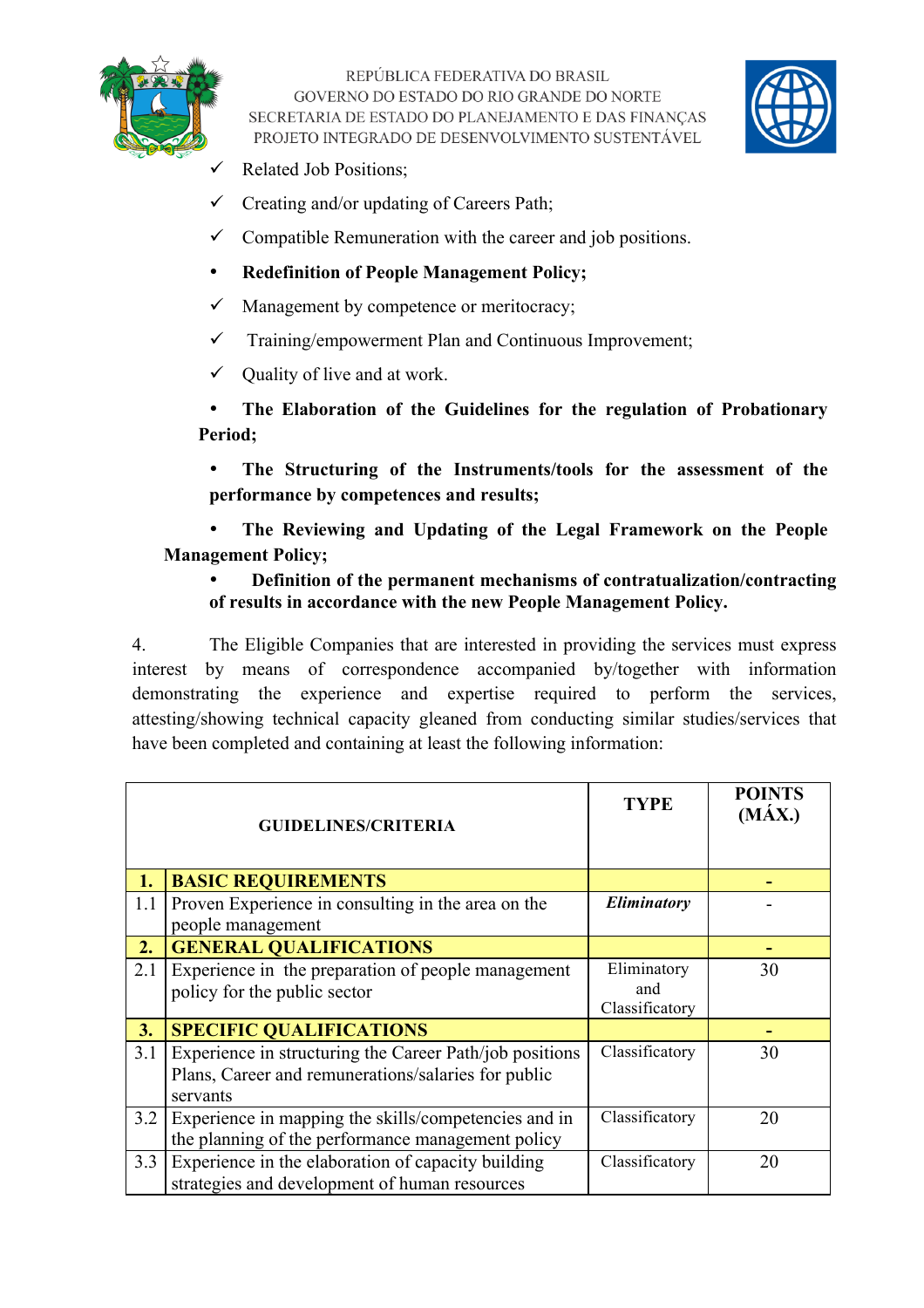- ✓ Related Job Positions;
- ✓ Creating and/or updating of Careers Path;
- ✓ Compatible Remuneration with the career and job positions.

- **Redefinition of People Management Policy;**

- ✓ Management by competence or meritocracy;
- ✓ Training/empowerment Plan and Continuous Improvement;
- ✓ Quality of live and at work.

- **The Elaboration of the Guidelines for the regulation of Probationary Period;**
- **The Structuring of the Instruments/tools for the assessment of the performance by competences and results;**
- **The Reviewing and Updating of the Legal Framework on the People Management Policy;**
- **Definition of the permanent mechanisms of contratualization/contracting of results in accordance with the new People Management Policy.**

4. The Eligible Companies that are interested in providing the services must express interest by means of correspondence accompanied by/together with information demonstrating the experience and expertise required to perform the services, attesting/showing technical capacity gleaned from conducting similar studies/services that have been completed and containing at least the following information:

| | GUIDELINES/CRITERIA | TYPE | POINTS (MÁX.) |
|---|---|---|---|
| **1.** | **BASIC REQUIREMENTS** | | **-** |
| 1.1 | Proven Experience in consulting in the area on the people management | ***Eliminatory*** | - |
| **2.** | **GENERAL QUALIFICATIONS** | | **-** |
| 2.1 | Experience in the preparation of people management policy for the public sector | Eliminatory and Classificatory | 30 |
| **3.** | **SPECIFIC QUALIFICATIONS** | | **-** |
| 3.1 | Experience in structuring the Career Path/job positions Plans, Career and remunerations/salaries for public servants | Classificatory | 30 |
| 3.2 | Experience in mapping the skills/competencies and in the planning of the performance management policy | Classificatory | 20 |
| 3.3 | Experience in the elaboration of capacity building strategies and development of human resources | Classificatory | 20 |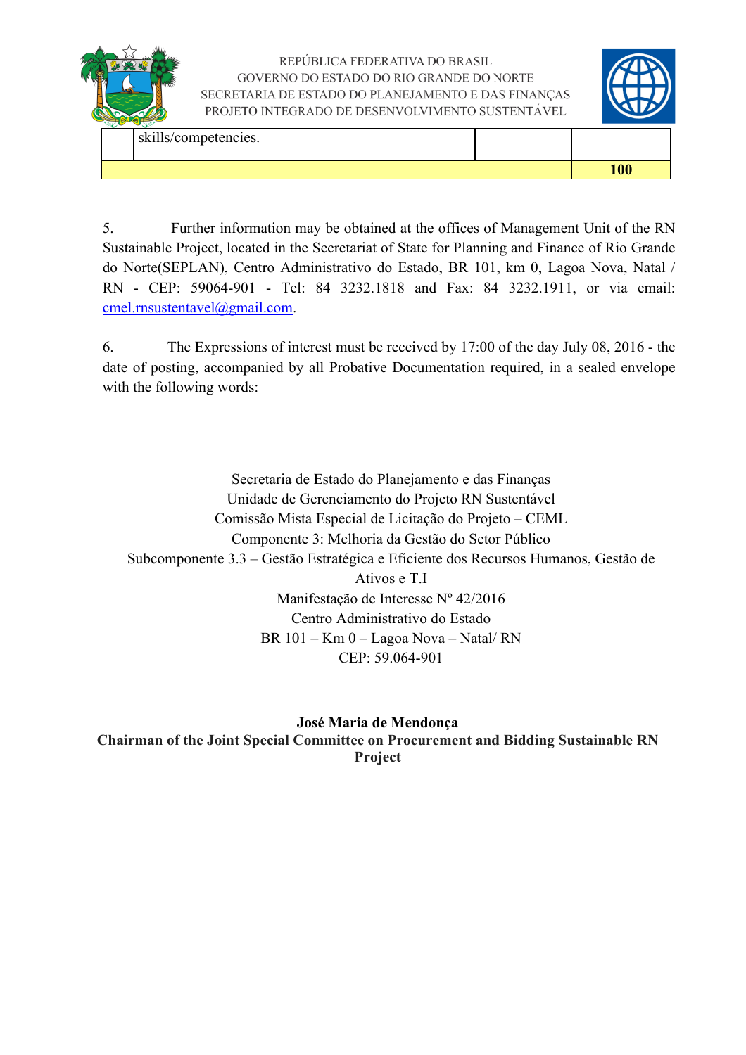| | | | |
|---|---|---|---|
| | skills/competencies. | | |
| | | | **100** |

5. Further information may be obtained at the offices of Management Unit of the RN Sustainable Project, located in the Secretariat of State for Planning and Finance of Rio Grande do Norte(SEPLAN), Centro Administrativo do Estado, BR 101, km 0, Lagoa Nova, Natal / RN - CEP: 59064-901 - Tel: 84 3232.1818 and Fax: 84 3232.1911, or via email: cmel.rnsustentavel@gmail.com.

6. The Expressions of interest must be received by 17:00 of the day July 08, 2016 - the date of posting, accompanied by all Probative Documentation required, in a sealed envelope with the following words:

Secretaria de Estado do Planejamento e das Finanças
Unidade de Gerenciamento do Projeto RN Sustentável
Comissão Mista Especial de Licitação do Projeto – CEML
Componente 3: Melhoria da Gestão do Setor Público
Subcomponente 3.3 – Gestão Estratégica e Eficiente dos Recursos Humanos, Gestão de Ativos e T.I
Manifestação de Interesse Nº 42/2016
Centro Administrativo do Estado
BR 101 – Km 0 – Lagoa Nova – Natal/ RN
CEP: 59.064-901

**José Maria de Mendonça**
**Chairman of the Joint Special Committee on Procurement and Bidding Sustainable RN Project**